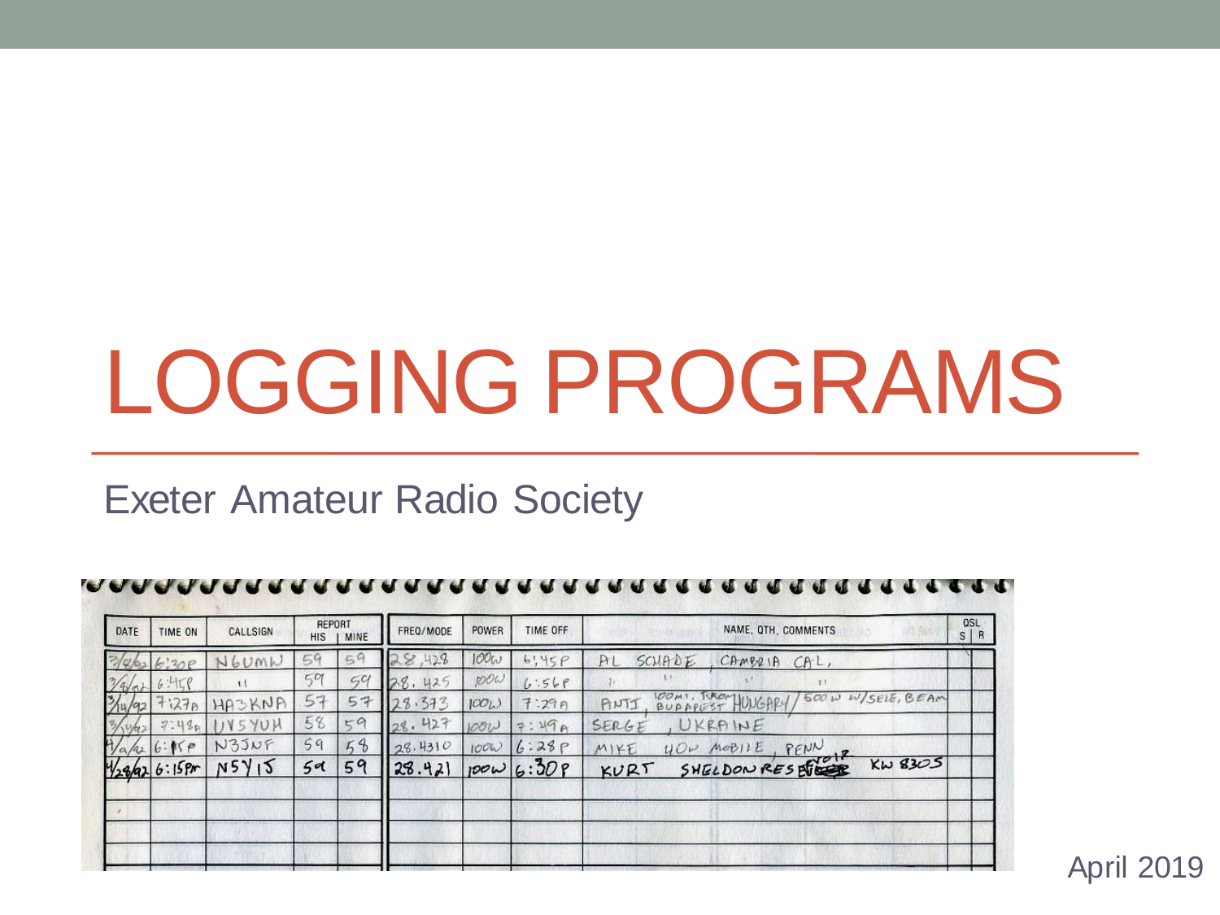# LOGGING PROGRAMS

Exeter Amateur Radio Society

April 2019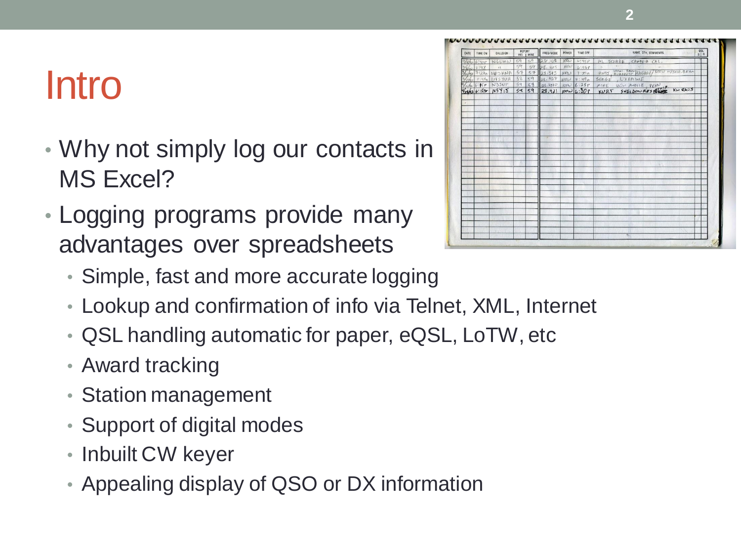# Intro

- Why not simply log our contacts in MS Excel?
- Logging programs provide many advantages over spreadsheets
  - Simple, fast and more accurate logging
  - Lookup and confirmation of info via Telnet, XML, Internet
  - QSL handling automatic for paper, eQSL, LoTW, etc
  - Award tracking
  - Station management
  - Support of digital modes
  - Inbuilt CW keyer
  - Appealing display of QSO or DX information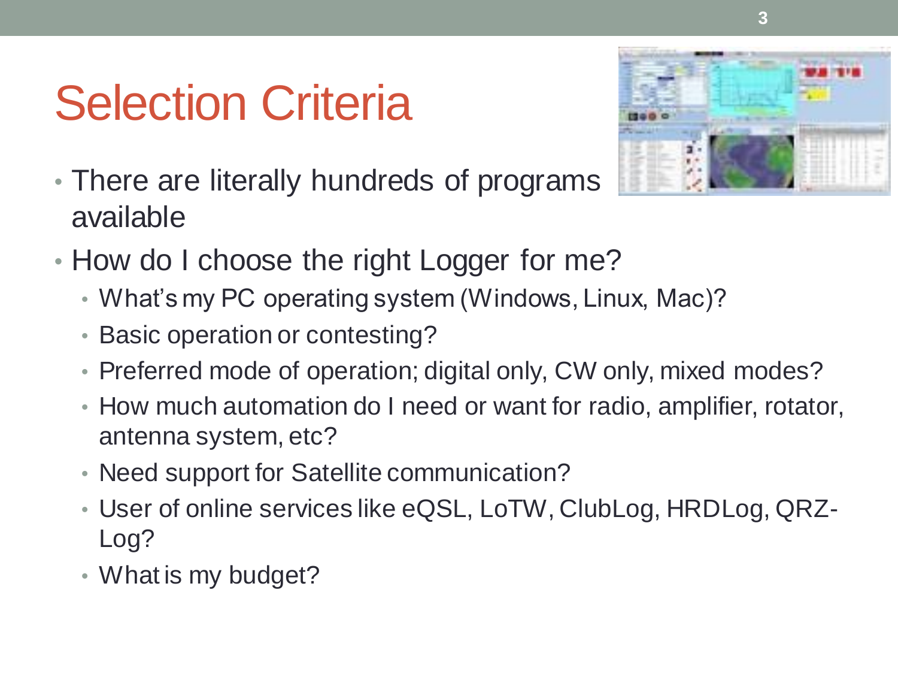# Selection Criteria

- There are literally hundreds of programs available
- How do I choose the right Logger for me?
  - What's my PC operating system (Windows, Linux, Mac)?
  - Basic operation or contesting?
  - Preferred mode of operation; digital only, CW only, mixed modes?
  - How much automation do I need or want for radio, amplifier, rotator, antenna system, etc?
  - Need support for Satellite communication?
  - User of online services like eQSL, LoTW, ClubLog, HRDLog, QRZ-Log?
  - What is my budget?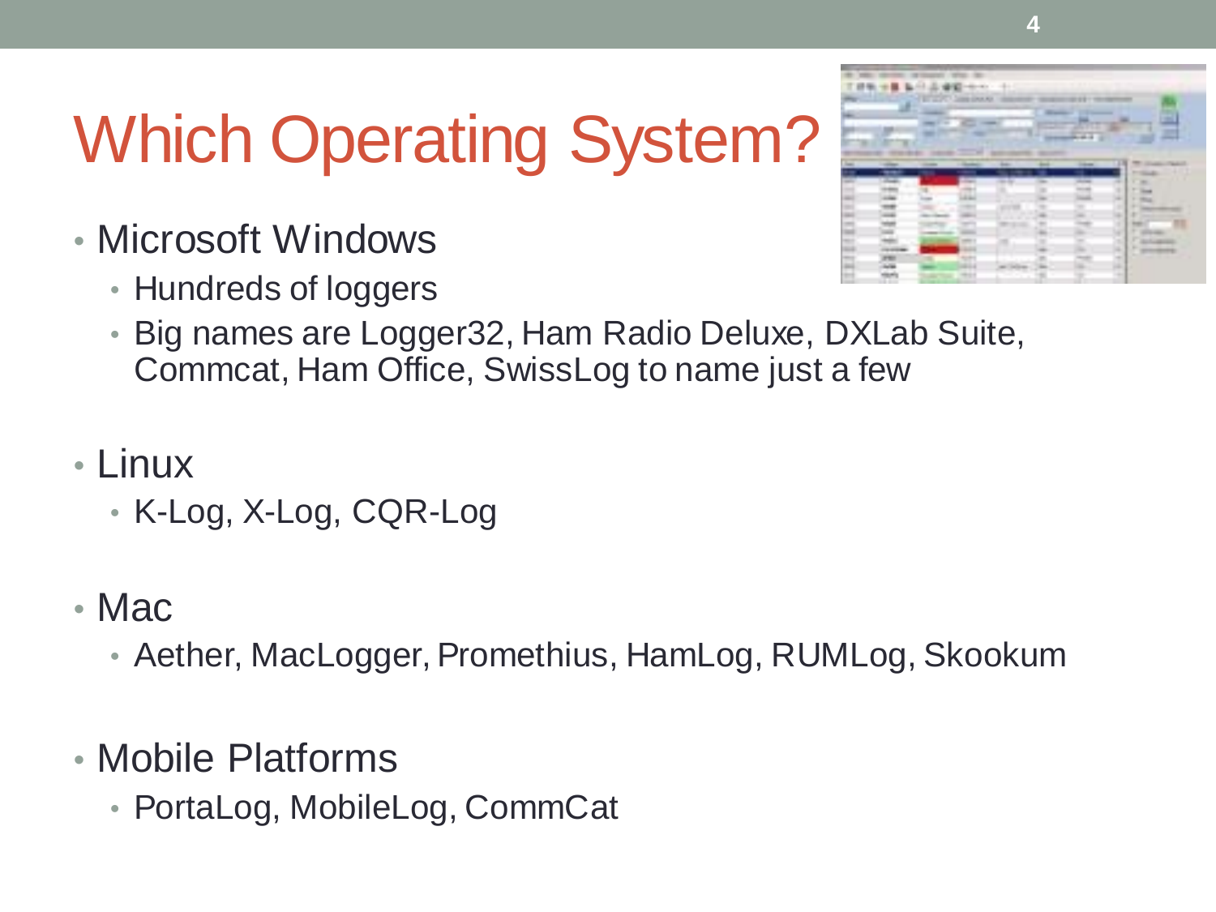# Which Operating System?

- Microsoft Windows
  - Hundreds of loggers
  - Big names are Logger32, Ham Radio Deluxe, DXLab Suite, Commcat, Ham Office, SwissLog to name just a few
- Linux
  - K-Log, X-Log, CQR-Log
- Mac
  - Aether, MacLogger, Promethius, HamLog, RUMLog, Skookum
- Mobile Platforms
  - PortaLog, MobileLog, CommCat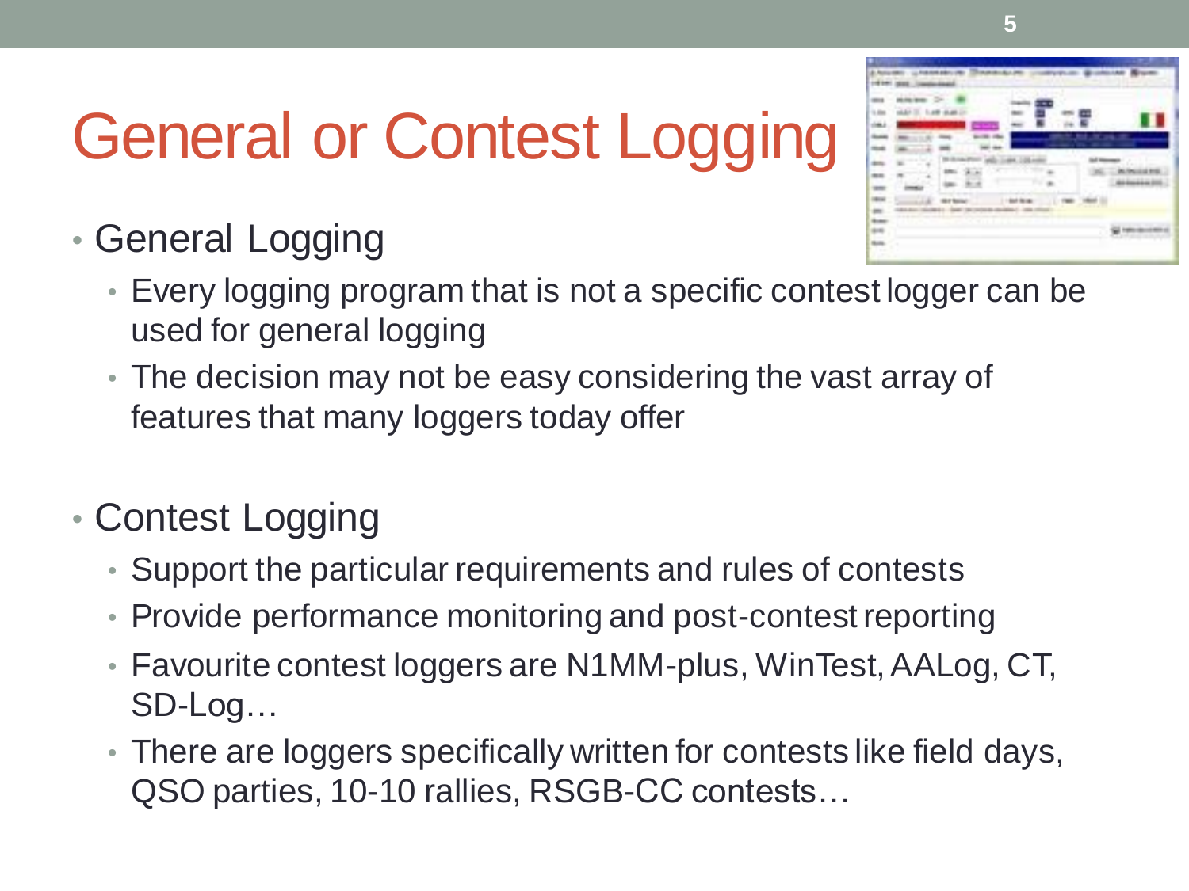# General or Contest Logging

- General Logging
  - Every logging program that is not a specific contest logger can be used for general logging
  - The decision may not be easy considering the vast array of features that many loggers today offer
- Contest Logging
  - Support the particular requirements and rules of contests
  - Provide performance monitoring and post-contest reporting
  - Favourite contest loggers are N1MM-plus, WinTest, AALog, CT, SD-Log…
  - There are loggers specifically written for contests like field days, QSO parties, 10-10 rallies, RSGB-CC contests…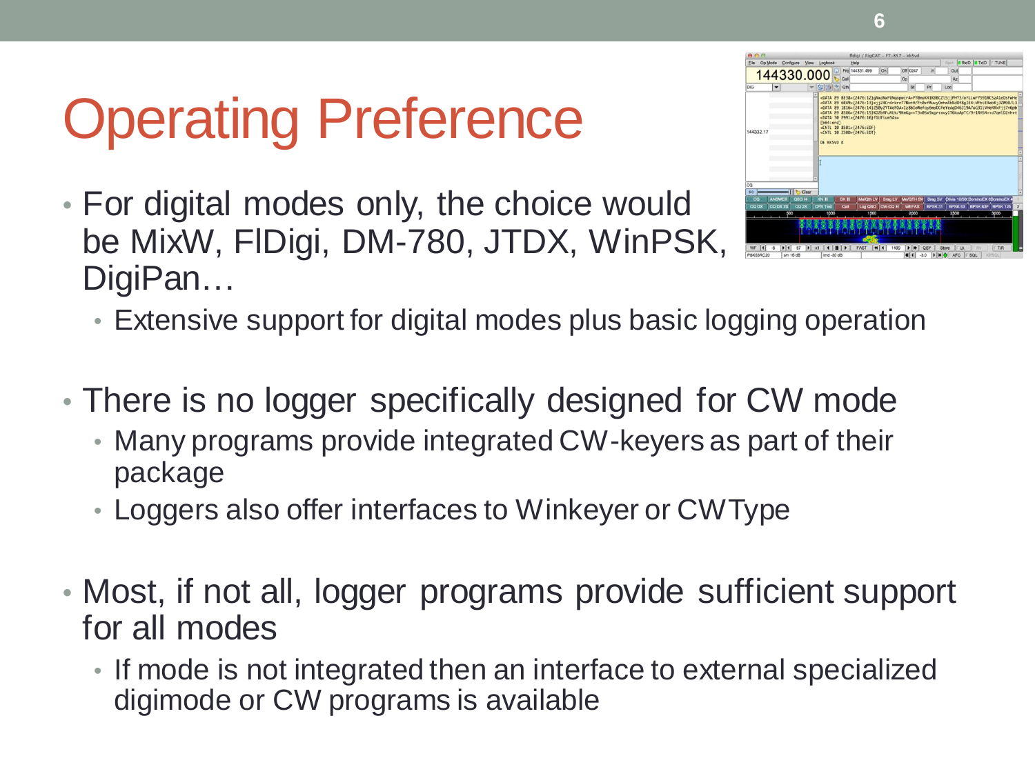# Operating Preference

- For digital modes only, the choice would be MixW, FlDigi, DM-780, JTDX, WinPSK, DigiPan…
  - Extensive support for digital modes plus basic logging operation
- There is no logger specifically designed for CW mode
  - Many programs provide integrated CW-keyers as part of their package
  - Loggers also offer interfaces to Winkeyer or CWType
- Most, if not all, logger programs provide sufficient support for all modes
  - If mode is not integrated then an interface to external specialized digimode or CW programs is available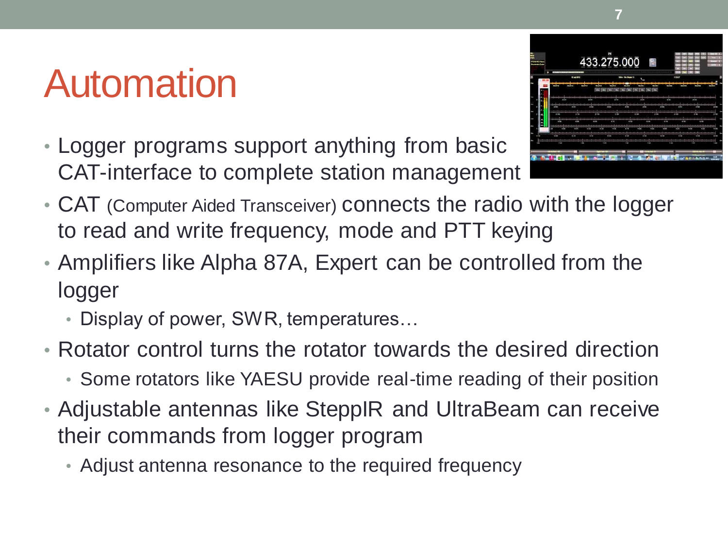# Automation

- Logger programs support anything from basic CAT-interface to complete station management
- CAT (Computer Aided Transceiver) connects the radio with the logger to read and write frequency, mode and PTT keying
- Amplifiers like Alpha 87A, Expert can be controlled from the logger
  - Display of power, SWR, temperatures…
- Rotator control turns the rotator towards the desired direction
  - Some rotators like YAESU provide real-time reading of their position
- Adjustable antennas like SteppIR and UltraBeam can receive their commands from logger program
  - Adjust antenna resonance to the required frequency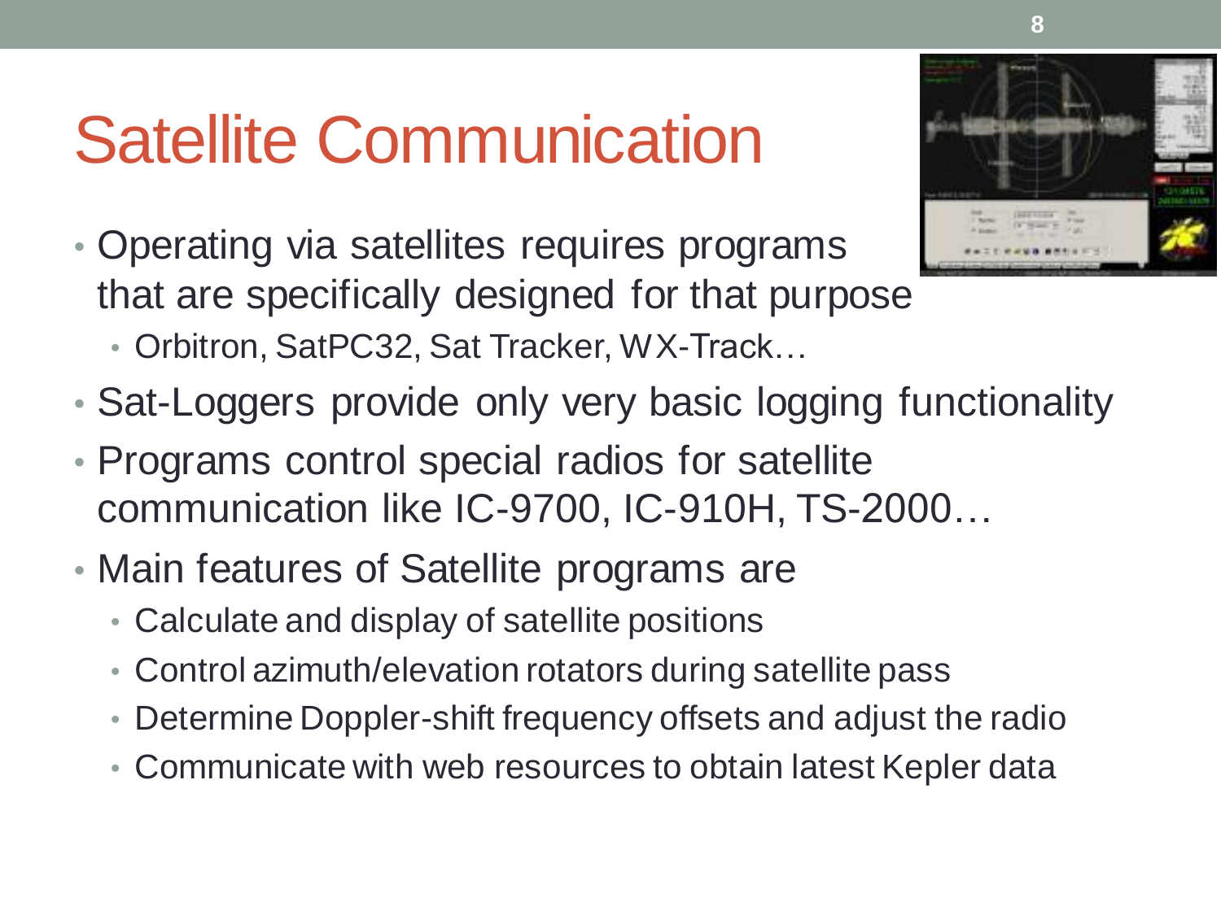# Satellite Communication

- Operating via satellites requires programs that are specifically designed for that purpose
  - Orbitron, SatPC32, Sat Tracker, WX-Track…
- Sat-Loggers provide only very basic logging functionality
- Programs control special radios for satellite communication like IC-9700, IC-910H, TS-2000…
- Main features of Satellite programs are
  - Calculate and display of satellite positions
  - Control azimuth/elevation rotators during satellite pass
  - Determine Doppler-shift frequency offsets and adjust the radio
  - Communicate with web resources to obtain latest Kepler data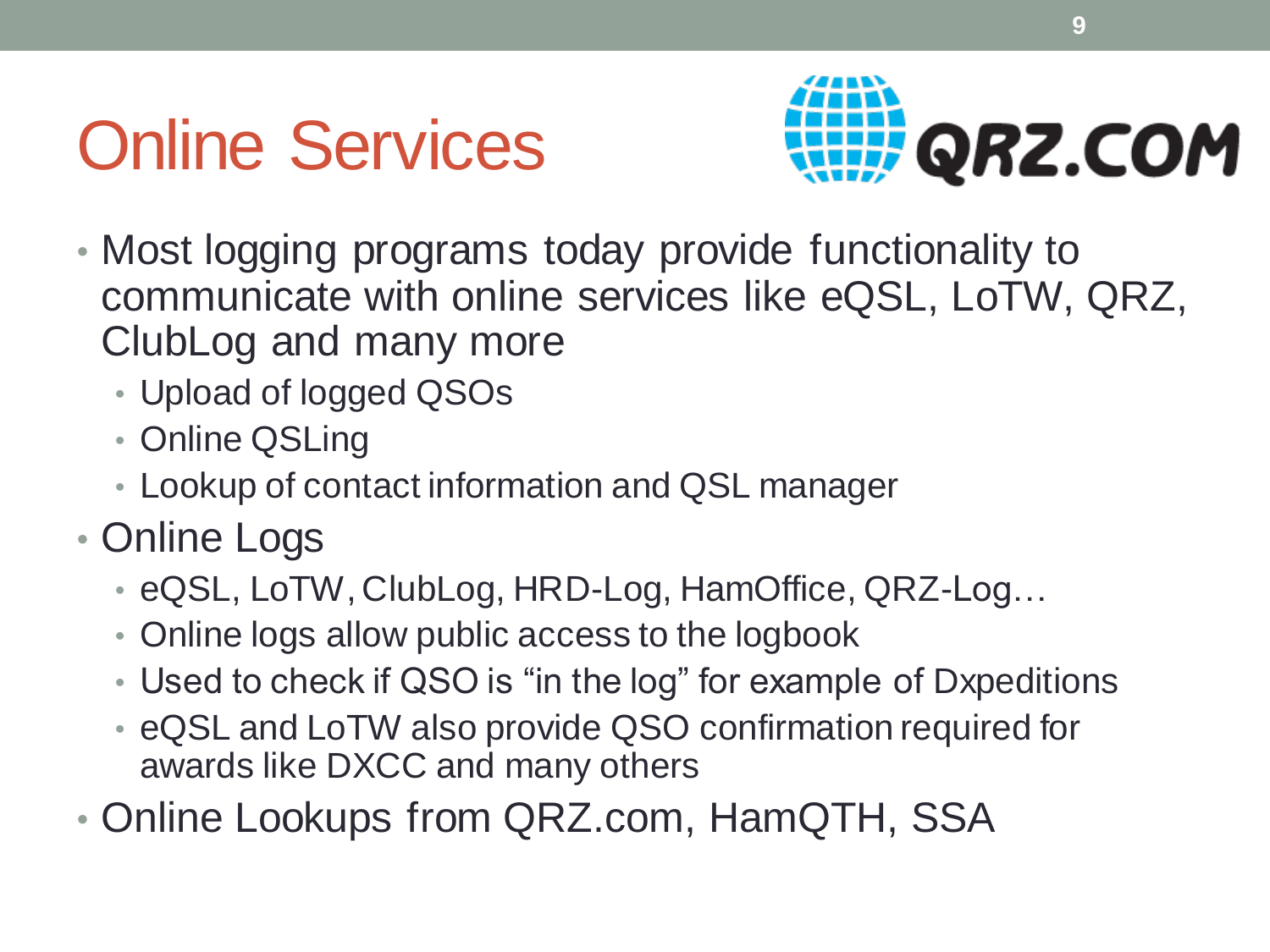# Online Services

- Most logging programs today provide functionality to communicate with online services like eQSL, LoTW, QRZ, ClubLog and many more
  - Upload of logged QSOs
  - Online QSLing
  - Lookup of contact information and QSL manager
- Online Logs
  - eQSL, LoTW, ClubLog, HRD-Log, HamOffice, QRZ-Log…
  - Online logs allow public access to the logbook
  - Used to check if QSO is “in the log” for example of Dxpeditions
  - eQSL and LoTW also provide QSO confirmation required for awards like DXCC and many others
- Online Lookups from QRZ.com, HamQTH, SSA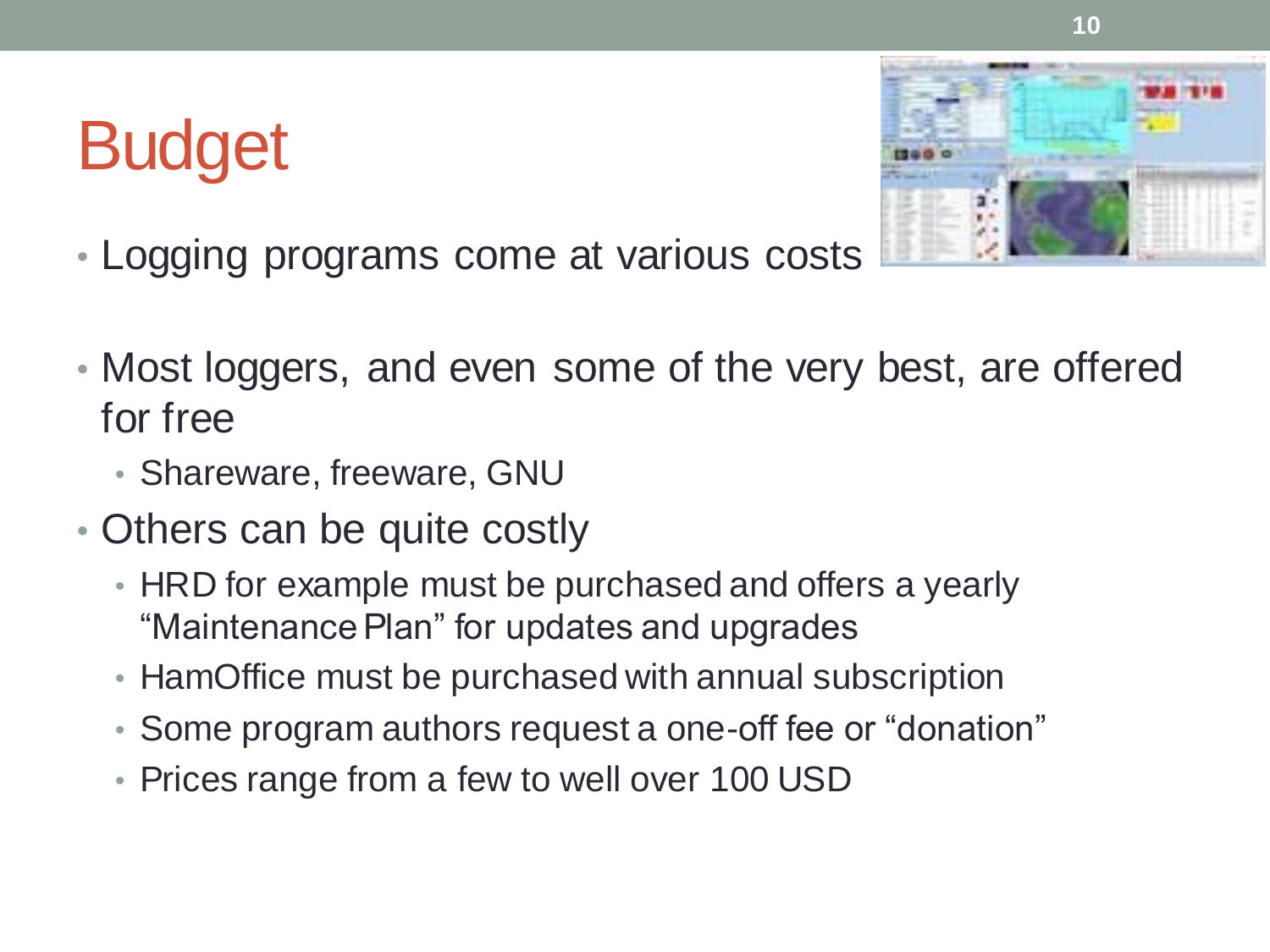# Budget

- Logging programs come at various costs
- Most loggers, and even some of the very best, are offered for free
  - Shareware, freeware, GNU
- Others can be quite costly
  - HRD for example must be purchased and offers a yearly "Maintenance Plan" for updates and upgrades
  - HamOffice must be purchased with annual subscription
  - Some program authors request a one-off fee or "donation"
  - Prices range from a few to well over 100 USD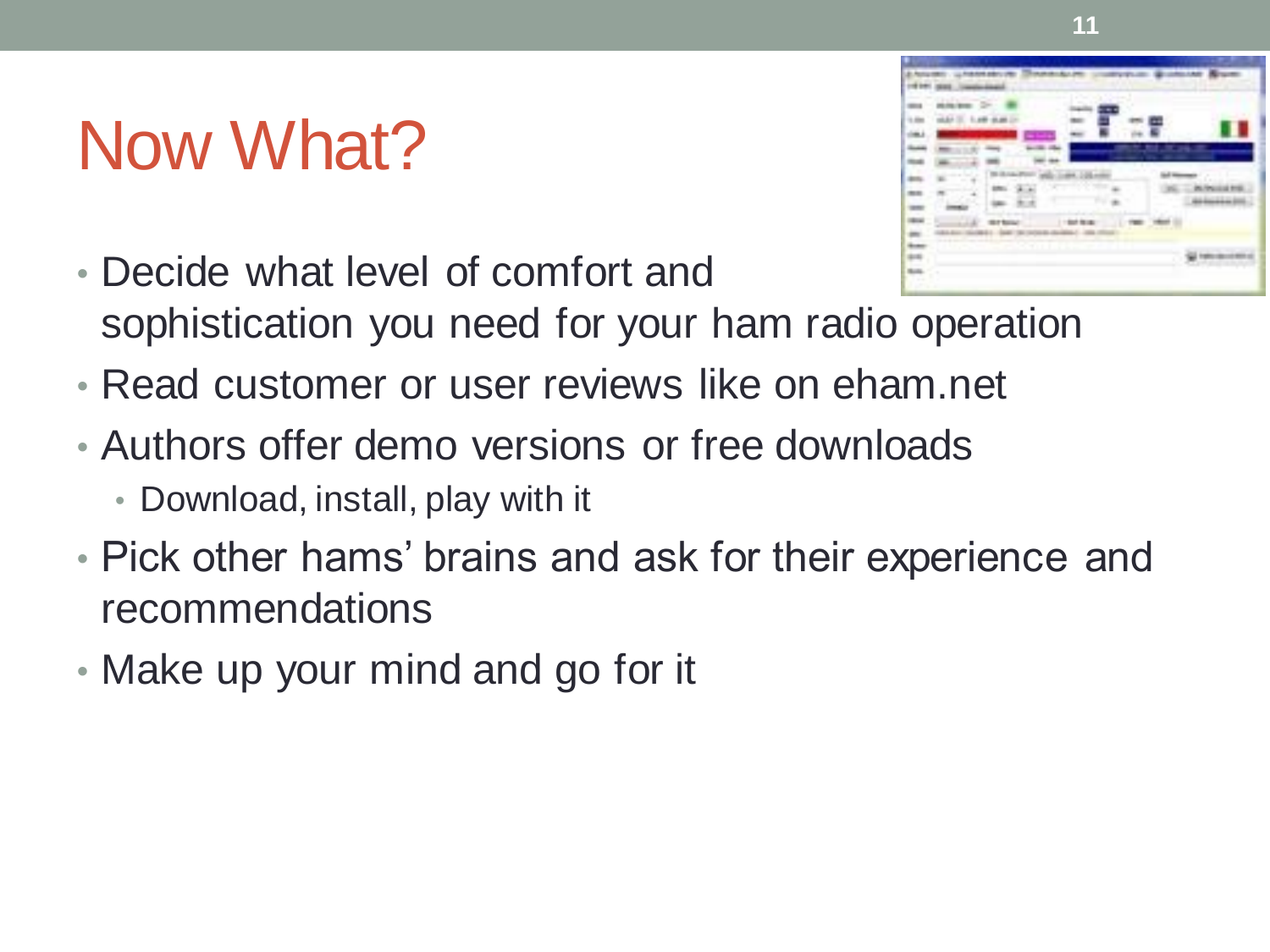# Now What?

- Decide what level of comfort and sophistication you need for your ham radio operation
- Read customer or user reviews like on eham.net
- Authors offer demo versions or free downloads
  - Download, install, play with it
- Pick other hams' brains and ask for their experience and recommendations
- Make up your mind and go for it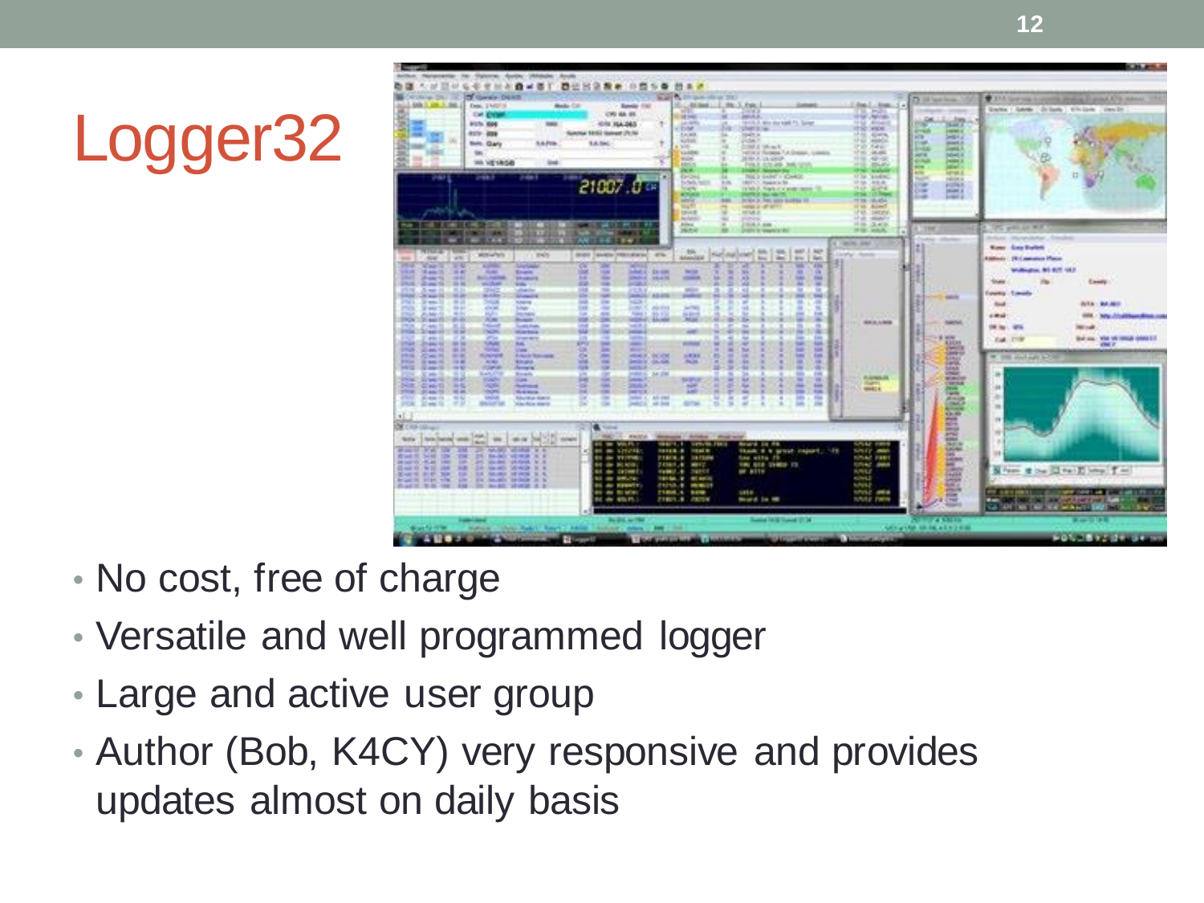# Logger32

- No cost, free of charge
- Versatile and well programmed logger
- Large and active user group
- Author (Bob, K4CY) very responsive and provides updates almost on daily basis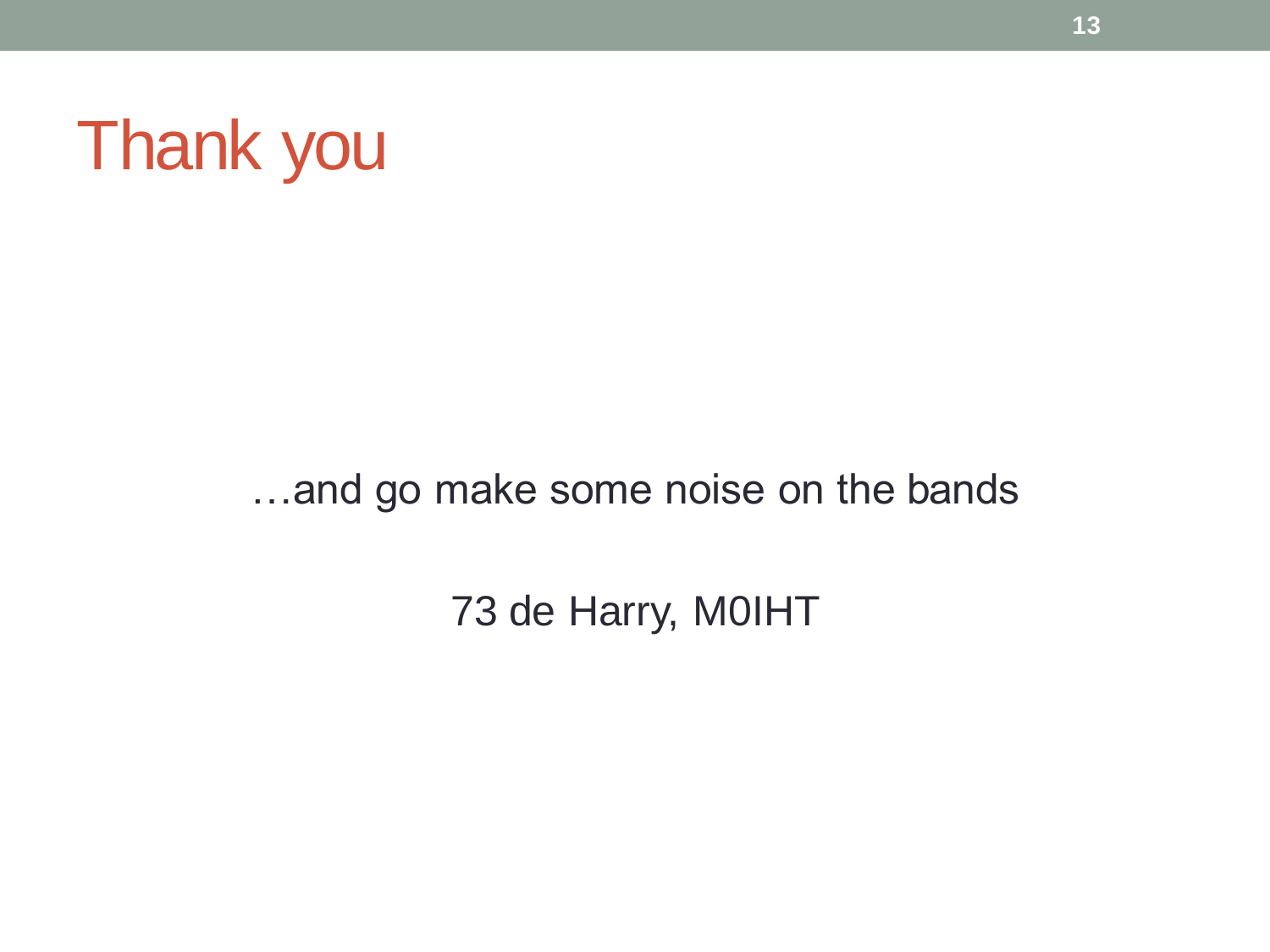# Thank you

…and go make some noise on the bands

73 de Harry, M0IHT